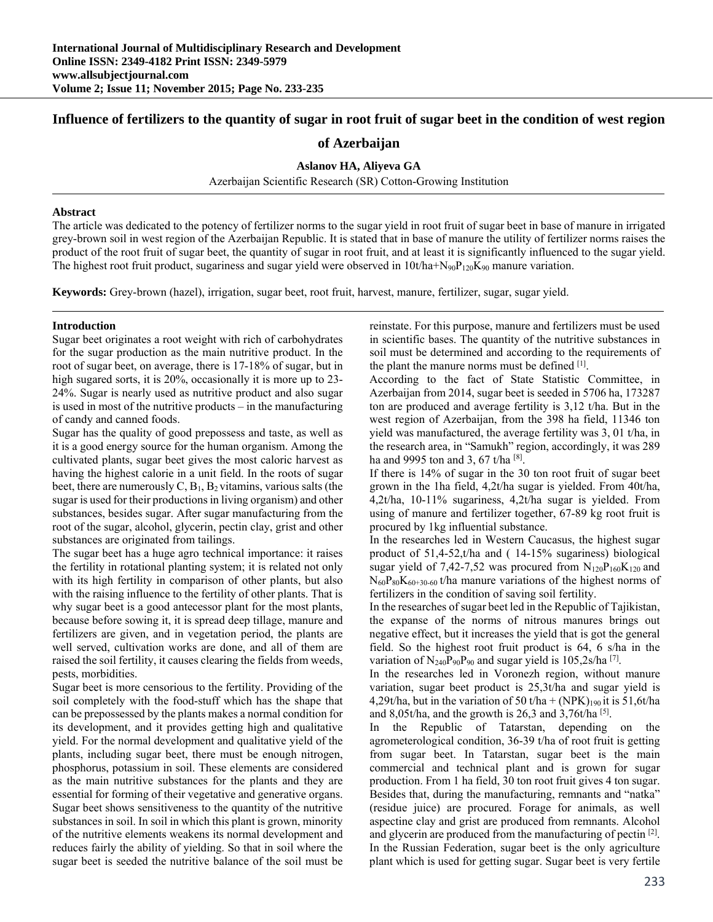# Influence of fertilizers to the quantity of sugar in root fruit of sugar beet in the condition of west region of Azerbaijan

**Aslanov HA, Aliyeva GA**

Azerbaijan Scientific Research (SR) Cotton-Growing Institution

## Abstract

The article was dedicated to the potency of fertilizer norms to the sugar yield in root fruit of sugar beet in base of manure in irrigated grey-brown soil in west region of the Azerbaijan Republic. It is stated that in base of manure the utility of fertilizer norms raises the product of the root fruit of sugar beet, the quantity of sugar in root fruit, and at least it is significantly influenced to the sugar yield. The highest root fruit product, sugariness and sugar yield were observed in 10t/ha+$N_{90}P_{120}K_{90}$ manure variation.

**Keywords:** Grey-brown (hazel), irrigation, sugar beet, root fruit, harvest, manure, fertilizer, sugar, sugar yield.

## Introduction

Sugar beet originates a root weight with rich of carbohydrates for the sugar production as the main nutritive product. In the root of sugar beet, on average, there is 17-18% of sugar, but in high sugared sorts, it is 20%, occasionally it is more up to 23-24%. Sugar is nearly used as nutritive product and also sugar is used in most of the nutritive products – in the manufacturing of candy and canned foods.

Sugar has the quality of good prepossess and taste, as well as it is a good energy source for the human organism. Among the cultivated plants, sugar beet gives the most caloric harvest as having the highest calorie in a unit field. In the roots of sugar beet, there are numerously C, $B_1$, $B_2$ vitamins, various salts (the sugar is used for their productions in living organism) and other substances, besides sugar. After sugar manufacturing from the root of the sugar, alcohol, glycerin, pectin clay, grist and other substances are originated from tailings.

The sugar beet has a huge agro technical importance: it raises the fertility in rotational planting system; it is related not only with its high fertility in comparison of other plants, but also with the raising influence to the fertility of other plants. That is why sugar beet is a good antecessor plant for the most plants, because before sowing it, it is spread deep tillage, manure and fertilizers are given, and in vegetation period, the plants are well served, cultivation works are done, and all of them are raised the soil fertility, it causes clearing the fields from weeds, pests, morbidities.

Sugar beet is more censorious to the fertility. Providing of the soil completely with the food-stuff which has the shape that can be prepossessed by the plants makes a normal condition for its development, and it provides getting high and qualitative yield. For the normal development and qualitative yield of the plants, including sugar beet, there must be enough nitrogen, phosphorus, potassium in soil. These elements are considered as the main nutritive substances for the plants and they are essential for forming of their vegetative and generative organs. Sugar beet shows sensitiveness to the quantity of the nutritive substances in soil. In soil in which this plant is grown, minority of the nutritive elements weakens its normal development and reduces fairly the ability of yielding. So that in soil where the sugar beet is seeded the nutritive balance of the soil must be reinstate. For this purpose, manure and fertilizers must be used in scientific bases. The quantity of the nutritive substances in soil must be determined and according to the requirements of the plant the manure norms must be defined [1].

According to the fact of State Statistic Committee, in Azerbaijan from 2014, sugar beet is seeded in 5706 ha, 173287 ton are produced and average fertility is 3,12 t/ha. But in the west region of Azerbaijan, from the 398 ha field, 11346 ton yield was manufactured, the average fertility was 3, 01 t/ha, in the research area, in "Samukh" region, accordingly, it was 289 ha and 9995 ton and 3, 67 t/ha [8].

If there is 14% of sugar in the 30 ton root fruit of sugar beet grown in the 1ha field, 4,2t/ha sugar is yielded. From 40t/ha, 4,2t/ha, 10-11% sugariness, 4,2t/ha sugar is yielded. From using of manure and fertilizer together, 67-89 kg root fruit is procured by 1kg influential substance.

In the researches led in Western Caucasus, the highest sugar product of 51,4-52,1t/ha and ( 14-15% sugariness) biological sugar yield of 7,42-7,52 was procured from $N_{120}P_{160}K_{120}$ and $N_{60}P_{80}K_{60+30-60}$ t/ha manure variations of the highest norms of fertilizers in the condition of saving soil fertility.

In the researches of sugar beet led in the Republic of Tajikistan, the expanse of the norms of nitrous manures brings out negative effect, but it increases the yield that is got the general field. So the highest root fruit product is 64, 6 s/ha in the variation of $N_{240}P_{90}P_{90}$ and sugar yield is 105,2s/ha [7].

In the researches led in Voronezh region, without manure variation, sugar beet product is 25,3t/ha and sugar yield is 4,29t/ha, but in the variation of 50 t/ha + $(NPK)_{190}$ it is 51,6t/ha and 8,05t/ha, and the growth is 26,3 and 3,76t/ha [5].

In the Republic of Tatarstan, depending on the agrometerological condition, 36-39 t/ha of root fruit is getting from sugar beet. In Tatarstan, sugar beet is the main commercial and technical plant and is grown for sugar production. From 1 ha field, 30 ton root fruit gives 4 ton sugar. Besides that, during the manufacturing, remnants and "natka" (residue juice) are procured. Forage for animals, as well aspectine clay and grist are produced from remnants. Alcohol and glycerin are produced from the manufacturing of pectin [2].

In the Russian Federation, sugar beet is the only agriculture plant which is used for getting sugar. Sugar beet is very fertile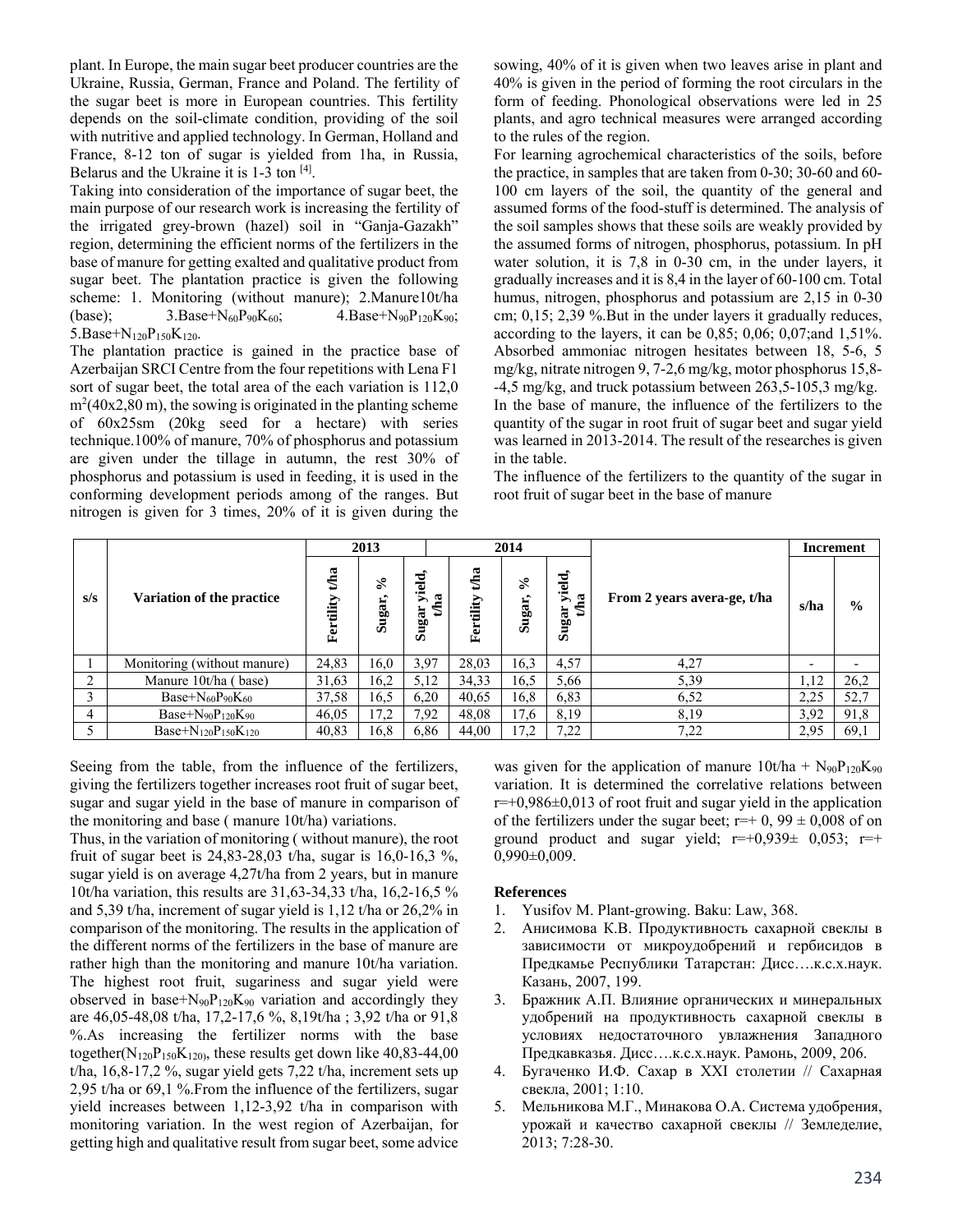plant. In Europe, the main sugar beet producer countries are the Ukraine, Russia, German, France and Poland. The fertility of the sugar beet is more in European countries. This fertility depends on the soil-climate condition, providing of the soil with nutritive and applied technology. In German, Holland and France, 8-12 ton of sugar is yielded from 1ha, in Russia, Belarus and the Ukraine it is 1-3 ton [4].

Taking into consideration of the importance of sugar beet, the main purpose of our research work is increasing the fertility of the irrigated grey-brown (hazel) soil in "Ganja-Gazakh" region, determining the efficient norms of the fertilizers in the base of manure for getting exalted and qualitative product from sugar beet. The plantation practice is given the following scheme: 1. Monitoring (without manure); 2.Manure10t/ha (base); 3.Base+$N_{60}P_{90}K_{60}$; 4.Base+$N_{90}P_{120}K_{90}$; 5.Base+$N_{120}P_{150}K_{120}$.

The plantation practice is gained in the practice base of Azerbaijan SRCI Centre from the four repetitions with Lena F1 sort of sugar beet, the total area of the each variation is 112,0 $m^2$(40x2,80 m), the sowing is originated in the planting scheme of 60x25sm (20kg seed for a hectare) with series technique.100% of manure, 70% of phosphorus and potassium are given under the tillage in autumn, the rest 30% of phosphorus and potassium is used in feeding, it is used in the conforming development periods among of the ranges. But nitrogen is given for 3 times, 20% of it is given during the sowing, 40% of it is given when two leaves arise in plant and 40% is given in the period of forming the root circulars in the form of feeding. Phonological observations were led in 25 plants, and agro technical measures were arranged according to the rules of the region.

For learning agrochemical characteristics of the soils, before the practice, in samples that are taken from 0-30; 30-60 and 60-100 cm layers of the soil, the quantity of the general and assumed forms of the food-stuff is determined. The analysis of the soil samples shows that these soils are weakly provided by the assumed forms of nitrogen, phosphorus, potassium. In pH water solution, it is 7,8 in 0-30 cm, in the under layers, it gradually increases and it is 8,4 in the layer of 60-100 cm. Total humus, nitrogen, phosphorus and potassium are 2,15 in 0-30 cm; 0,15; 2,39 %.But in the under layers it gradually reduces, according to the layers, it can be 0,85; 0,06; 0,07;and 1,51%. Absorbed ammoniac nitrogen hesitates between 18, 5-6, 5 mg/kg, nitrate nitrogen 9, 7-2,6 mg/kg, motor phosphorus 15,8--4,5 mg/kg, and truck potassium between 263,5-105,3 mg/kg.

In the base of manure, the influence of the fertilizers to the quantity of the sugar in root fruit of sugar beet and sugar yield was learned in 2013-2014. The result of the researches is given in the table.

The influence of the fertilizers to the quantity of the sugar in root fruit of sugar beet in the base of manure

| s/s | Variation of the practice | 2013 | | | 2014 | | | From 2 years avera-ge, t/ha | Increment | |
|---|---|---|---|---|---|---|---|---|---|---|
| | | Fertility t/ha | Sugar, % | Sugar yield, t/ha | Fertility t/ha | Sugar, % | Sugar yield, t/ha | | s/ha | % |
| 1 | Monitoring (without manure) | 24,83 | 16,0 | 3,97 | 28,03 | 16,3 | 4,57 | 4,27 | - | - |
| 2 | Manure 10t/ha ( base) | 31,63 | 16,2 | 5,12 | 34,33 | 16,5 | 5,66 | 5,39 | 1,12 | 26,2 |
| 3 | Base+$N_{60}P_{90}K_{60}$ | 37,58 | 16,5 | 6,20 | 40,65 | 16,8 | 6,83 | 6,52 | 2,25 | 52,7 |
| 4 | Base+$N_{90}P_{120}K_{90}$ | 46,05 | 17,2 | 7,92 | 48,08 | 17,6 | 8,19 | 8,19 | 3,92 | 91,8 |
| 5 | Base+$N_{120}P_{150}K_{120}$ | 40,83 | 16,8 | 6,86 | 44,00 | 17,2 | 7,22 | 7,22 | 2,95 | 69,1 |

Seeing from the table, from the influence of the fertilizers, giving the fertilizers together increases root fruit of sugar beet, sugar and sugar yield in the base of manure in comparison of the monitoring and base ( manure 10t/ha) variations.

Thus, in the variation of monitoring ( without manure), the root fruit of sugar beet is 24,83-28,03 t/ha, sugar is 16,0-16,3 %, sugar yield is on average 4,27t/ha from 2 years, but in manure 10t/ha variation, this results are 31,63-34,33 t/ha, 16,2-16,5 % and 5,39 t/ha, increment of sugar yield is 1,12 t/ha or 26,2% in comparison of the monitoring. The results in the application of the different norms of the fertilizers in the base of manure are rather high than the monitoring and manure 10t/ha variation. The highest root fruit, sugariness and sugar yield were observed in base+$N_{90}P_{120}K_{90}$ variation and accordingly they are 46,05-48,08 t/ha, 17,2-17,6 %, 8,19t/ha ; 3,92 t/ha or 91,8 %.As increasing the fertilizer norms with the base together($N_{120}P_{150}K_{120}$), these results get down like 40,83-44,00 t/ha, 16,8-17,2 %, sugar yield gets 7,22 t/ha, increment sets up 2,95 t/ha or 69,1 %.From the influence of the fertilizers, sugar yield increases between 1,12-3,92 t/ha in comparison with monitoring variation. In the west region of Azerbaijan, for getting high and qualitative result from sugar beet, some advice was given for the application of manure 10t/ha + $N_{90}P_{120}K_{90}$ variation. It is determined the correlative relations between r=+0,986±0,013 of root fruit and sugar yield in the application of the fertilizers under the sugar beet; r=+ 0, 99 ± 0,008 of on ground product and sugar yield; r=+0,939± 0,053; r=+ 0,990±0,009.

## References

1. Yusifov M. Plant-growing. Baku: Law, 368.
2. Анисимова К.В. Продуктивность сахарной свеклы в зависимости от микроудобрений и гербисидов в Предкамье Республики Татарстан: Дисс….к.с.х.наук. Казань, 2007, 199.
3. Бражник А.П. Влияние органических и минеральных удобрений на продуктивность сахарной свеклы в условиях недостаточного увлажнения Западного Предкавказья. Дисс….к.с.х.наук. Рамонь, 2009, 206.
4. Бугаченко И.Ф. Сахар в XXI столетии // Сахарная свекла, 2001; 1:10.
5. Мельникова М.Г., Минакова О.А. Система удобрения, урожай и качество сахарной свеклы // Земледелие, 2013; 7:28-30.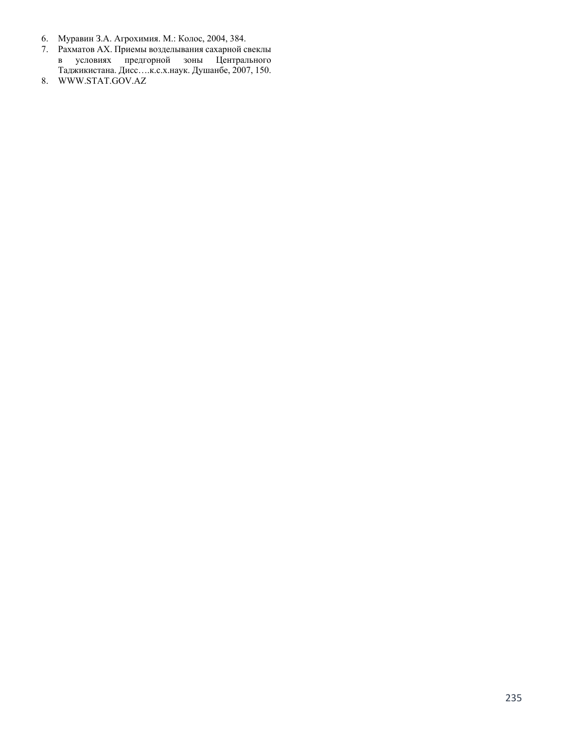6. Муравин З.А. Агрохимия. М.: Колос, 2004, 384.
7. Рахматов АХ. Приемы возделывания сахарной свеклы в условиях предгорной зоны Центрального Таджикистана. Дисс….к.с.х.наук. Душанбе, 2007, 150.
8. WWW.STAT.GOV.AZ